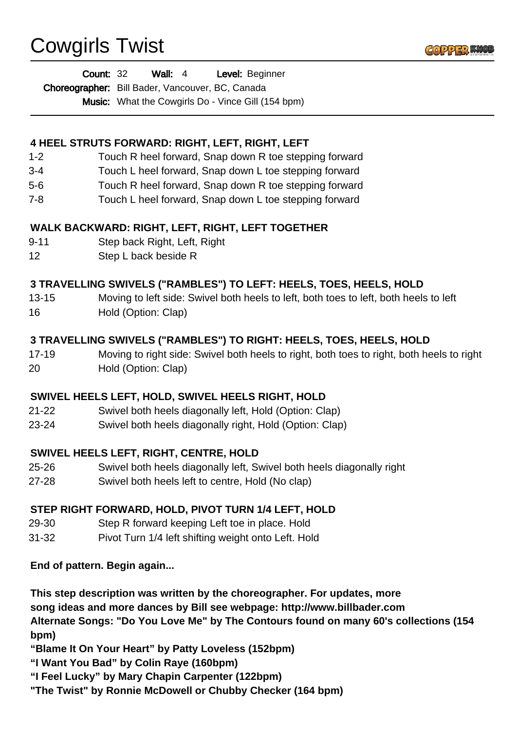# Cowgirls Twist

**Count:** 32 **Wall:** 4 **Level:** Beginner
**Choreographer:** Bill Bader, Vancouver, BC, Canada
**Music:** What the Cowgirls Do - Vince Gill (154 bpm)

---

**4 HEEL STRUTS FORWARD: RIGHT, LEFT, RIGHT, LEFT**

| | |
|---|---|
| 1-2 | Touch R heel forward, Snap down R toe stepping forward |
| 3-4 | Touch L heel forward, Snap down L toe stepping forward |
| 5-6 | Touch R heel forward, Snap down R toe stepping forward |
| 7-8 | Touch L heel forward, Snap down L toe stepping forward |

**WALK BACKWARD: RIGHT, LEFT, RIGHT, LEFT TOGETHER**

| | |
|---|---|
| 9-11 | Step back Right, Left, Right |
| 12 | Step L back beside R |

**3 TRAVELLING SWIVELS ("RAMBLES") TO LEFT: HEELS, TOES, HEELS, HOLD**

| | |
|---|---|
| 13-15 | Moving to left side: Swivel both heels to left, both toes to left, both heels to left |
| 16 | Hold (Option: Clap) |

**3 TRAVELLING SWIVELS ("RAMBLES") TO RIGHT: HEELS, TOES, HEELS, HOLD**

| | |
|---|---|
| 17-19 | Moving to right side: Swivel both heels to right, both toes to right, both heels to right |
| 20 | Hold (Option: Clap) |

**SWIVEL HEELS LEFT, HOLD, SWIVEL HEELS RIGHT, HOLD**

| | |
|---|---|
| 21-22 | Swivel both heels diagonally left, Hold (Option: Clap) |
| 23-24 | Swivel both heels diagonally right, Hold (Option: Clap) |

**SWIVEL HEELS LEFT, RIGHT, CENTRE, HOLD**

| | |
|---|---|
| 25-26 | Swivel both heels diagonally left, Swivel both heels diagonally right |
| 27-28 | Swivel both heels left to centre, Hold (No clap) |

**STEP RIGHT FORWARD, HOLD, PIVOT TURN 1/4 LEFT, HOLD**

| | |
|---|---|
| 29-30 | Step R forward keeping Left toe in place. Hold |
| 31-32 | Pivot Turn 1/4 left shifting weight onto Left. Hold |

**End of pattern. Begin again...**

**This step description was written by the choreographer. For updates, more song ideas and more dances by Bill see webpage: http://www.billbader.com**
**Alternate Songs: "Do You Love Me" by The Contours found on many 60's collections (154 bpm)**
**"Blame It On Your Heart" by Patty Loveless (152bpm)**
**"I Want You Bad" by Colin Raye (160bpm)**
**"I Feel Lucky" by Mary Chapin Carpenter (122bpm)**
**"The Twist" by Ronnie McDowell or Chubby Checker (164 bpm)**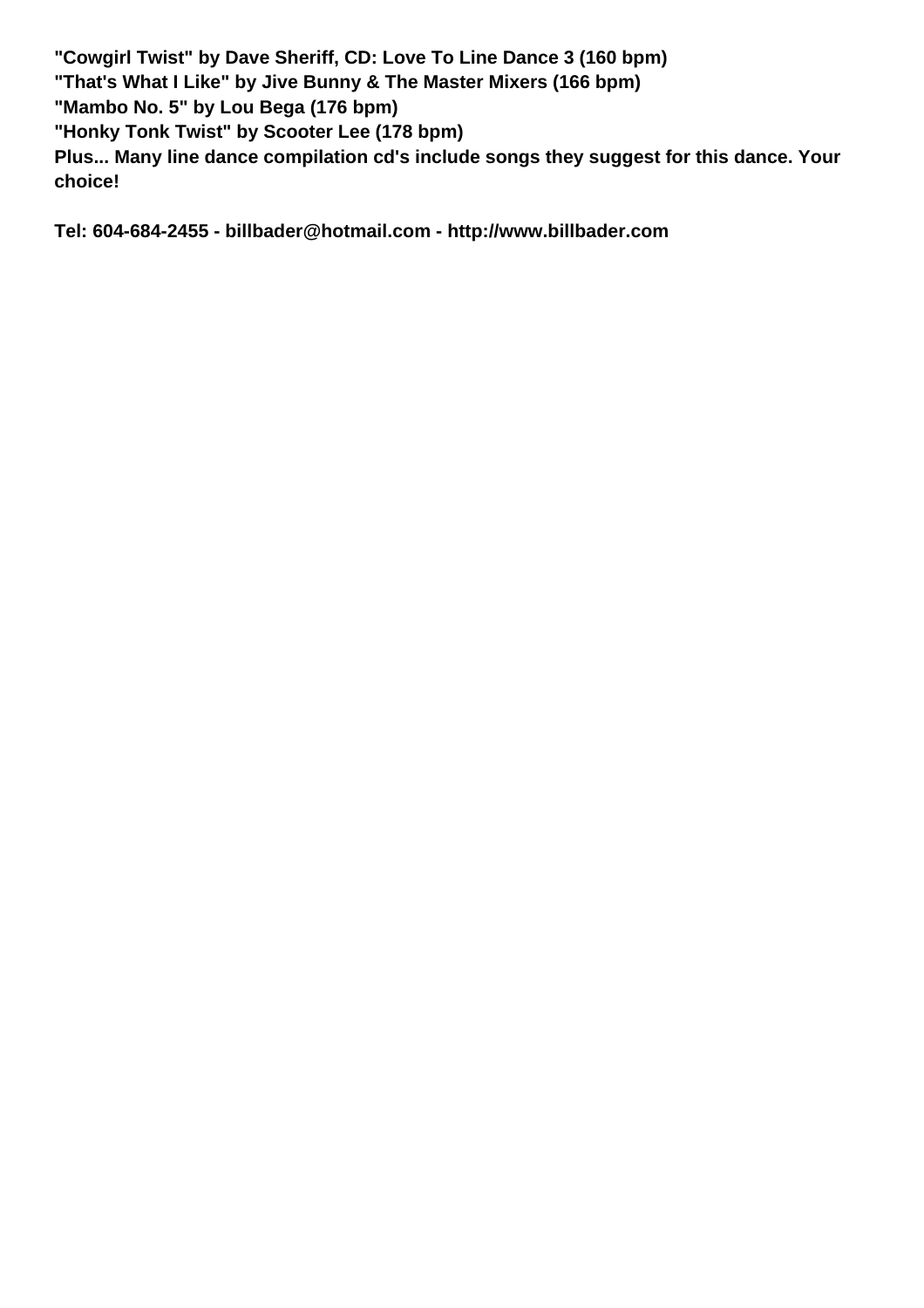**"Cowgirl Twist" by Dave Sheriff, CD: Love To Line Dance 3 (160 bpm)**
**"That's What I Like" by Jive Bunny & The Master Mixers (166 bpm)**
**"Mambo No. 5" by Lou Bega (176 bpm)**
**"Honky Tonk Twist" by Scooter Lee (178 bpm)**
**Plus... Many line dance compilation cd's include songs they suggest for this dance. Your choice!**

**Tel: 604-684-2455 - billbader@hotmail.com - http://www.billbader.com**